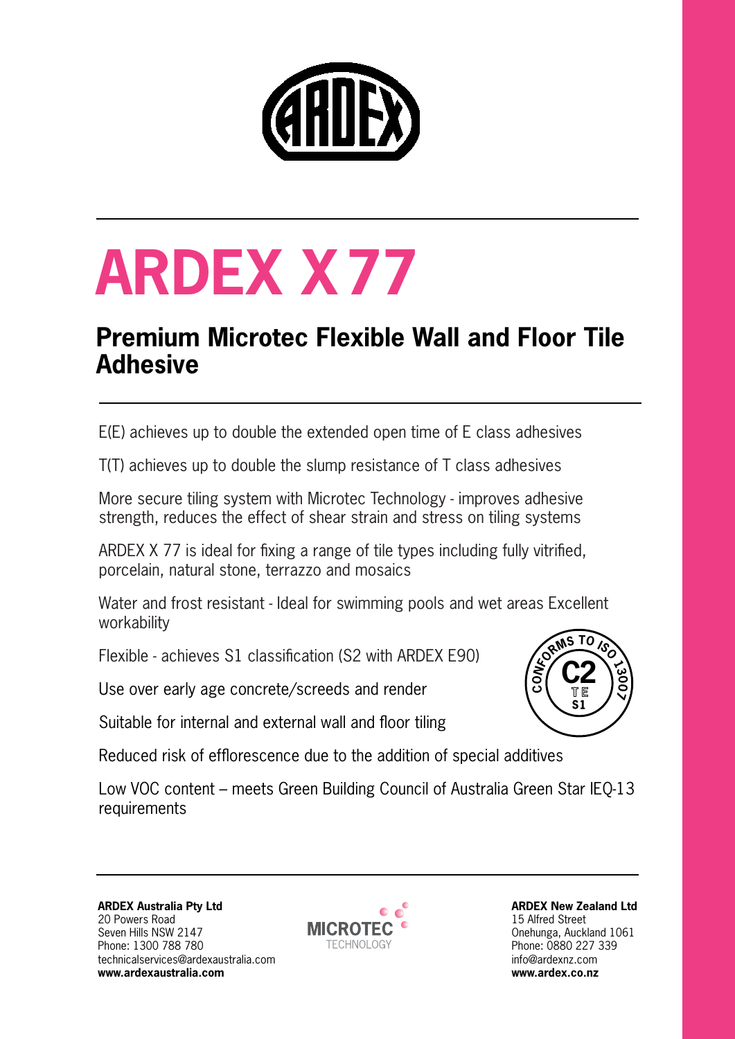# ARDEX X 77

## Premium Microtec Flexible Wall and Floor Tile Adhesive

E(E) achieves up to double the extended open time of E class adhesives

T(T) achieves up to double the slump resistance of T class adhesives

More secure tiling system with Microtec Technology - improves adhesive strength, reduces the effect of shear strain and stress on tiling systems

ARDEX X 77 is ideal for fixing a range of tile types including fully vitrified, porcelain, natural stone, terrazzo and mosaics

Water and frost resistant - Ideal for swimming pools and wet areas Excellent workability

Flexible - achieves S1 classification (S2 with ARDEX E90)

Use over early age concrete/screeds and render

Suitable for internal and external wall and floor tiling

Reduced risk of efflorescence due to the addition of special additives

Low VOC content – meets Green Building Council of Australia Green Star IEQ-13 requirements

CONFORMS TO ISO 13007
C2
T E
S1

**ARDEX Australia Pty Ltd**
20 Powers Road
Seven Hills NSW 2147
Phone: 1300 788 780
technicalservices@ardexaustralia.com
**www.ardexaustralia.com**

MICROTEC TECHNOLOGY

**ARDEX New Zealand Ltd**
15 Alfred Street
Onehunga, Auckland 1061
Phone: 0880 227 339
info@ardexnz.com
**www.ardex.co.nz**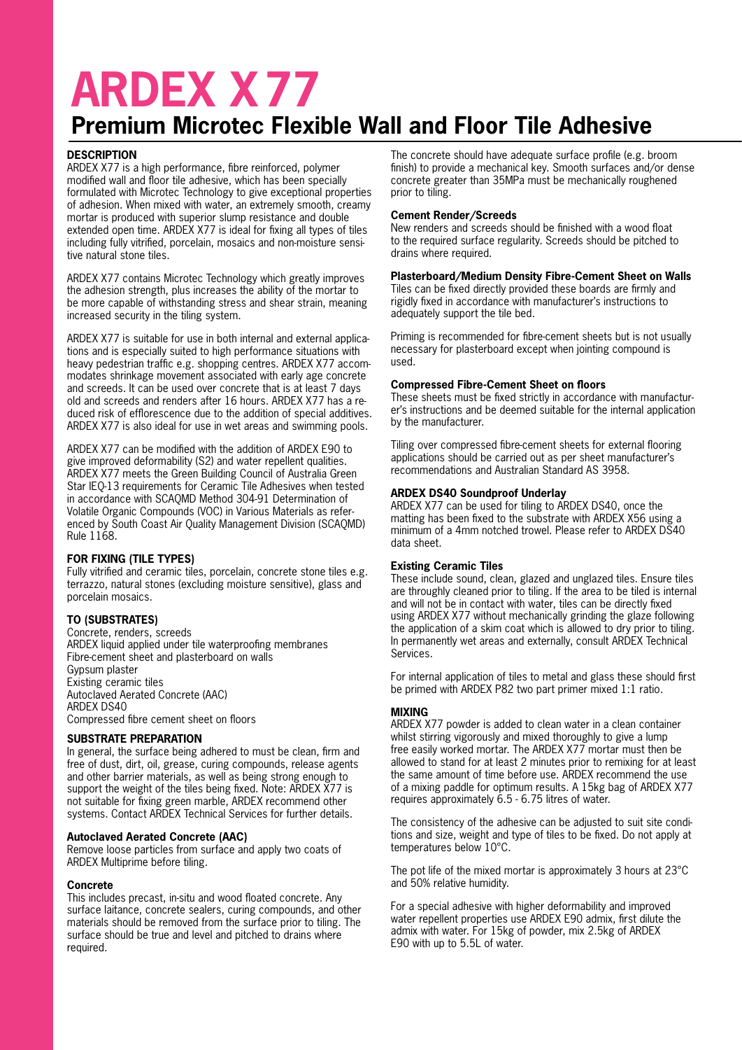# ARDEX X77

## Premium Microtec Flexible Wall and Floor Tile Adhesive

### DESCRIPTION

ARDEX X77 is a high performance, fibre reinforced, polymer modified wall and floor tile adhesive, which has been specially formulated with Microtec Technology to give exceptional properties of adhesion. When mixed with water, an extremely smooth, creamy mortar is produced with superior slump resistance and double extended open time. ARDEX X77 is ideal for fixing all types of tiles including fully vitrified, porcelain, mosaics and non-moisture sensitive natural stone tiles.

ARDEX X77 contains Microtec Technology which greatly improves the adhesion strength, plus increases the ability of the mortar to be more capable of withstanding stress and shear strain, meaning increased security in the tiling system.

ARDEX X77 is suitable for use in both internal and external applications and is especially suited to high performance situations with heavy pedestrian traffic e.g. shopping centres. ARDEX X77 accommodates shrinkage movement associated with early age concrete and screeds. It can be used over concrete that is at least 7 days old and screeds and renders after 16 hours. ARDEX X77 has a reduced risk of efflorescence due to the addition of special additives. ARDEX X77 is also ideal for use in wet areas and swimming pools.

ARDEX X77 can be modified with the addition of ARDEX E90 to give improved deformability (S2) and water repellent qualities. ARDEX X77 meets the Green Building Council of Australia Green Star IEQ-13 requirements for Ceramic Tile Adhesives when tested in accordance with SCAQMD Method 304-91 Determination of Volatile Organic Compounds (VOC) in Various Materials as referenced by South Coast Air Quality Management Division (SCAQMD) Rule 1168.

### FOR FIXING (TILE TYPES)

Fully vitrified and ceramic tiles, porcelain, concrete stone tiles e.g. terrazzo, natural stones (excluding moisture sensitive), glass and porcelain mosaics.

### TO (SUBSTRATES)

Concrete, renders, screeds
ARDEX liquid applied under tile waterproofing membranes
Fibre-cement sheet and plasterboard on walls
Gypsum plaster
Existing ceramic tiles
Autoclaved Aerated Concrete (AAC)
ARDEX DS40
Compressed fibre cement sheet on floors

### SUBSTRATE PREPARATION

In general, the surface being adhered to must be clean, firm and free of dust, dirt, oil, grease, curing compounds, release agents and other barrier materials, as well as being strong enough to support the weight of the tiles being fixed. Note: ARDEX X77 is not suitable for fixing green marble, ARDEX recommend other systems. Contact ARDEX Technical Services for further details.

#### Autoclaved Aerated Concrete (AAC)

Remove loose particles from surface and apply two coats of ARDEX Multiprime before tiling.

#### Concrete

This includes precast, in-situ and wood floated concrete. Any surface laitance, concrete sealers, curing compounds, and other materials should be removed from the surface prior to tiling. The surface should be true and level and pitched to drains where required.

The concrete should have adequate surface profile (e.g. broom finish) to provide a mechanical key. Smooth surfaces and/or dense concrete greater than 35MPa must be mechanically roughened prior to tiling.

#### Cement Render/Screeds

New renders and screeds should be finished with a wood float to the required surface regularity. Screeds should be pitched to drains where required.

#### Plasterboard/Medium Density Fibre-Cement Sheet on Walls

Tiles can be fixed directly provided these boards are firmly and rigidly fixed in accordance with manufacturer's instructions to adequately support the tile bed.

Priming is recommended for fibre-cement sheets but is not usually necessary for plasterboard except when jointing compound is used.

#### Compressed Fibre-Cement Sheet on floors

These sheets must be fixed strictly in accordance with manufacturer's instructions and be deemed suitable for the internal application by the manufacturer.

Tiling over compressed fibre-cement sheets for external flooring applications should be carried out as per sheet manufacturer's recommendations and Australian Standard AS 3958.

#### ARDEX DS40 Soundproof Underlay

ARDEX X77 can be used for tiling to ARDEX DS40, once the matting has been fixed to the substrate with ARDEX X56 using a minimum of a 4mm notched trowel. Please refer to ARDEX DS40 data sheet.

#### Existing Ceramic Tiles

These include sound, clean, glazed and unglazed tiles. Ensure tiles are throughly cleaned prior to tiling. If the area to be tiled is internal and will not be in contact with water, tiles can be directly fixed using ARDEX X77 without mechanically grinding the glaze following the application of a skim coat which is allowed to dry prior to tiling. In permanently wet areas and externally, consult ARDEX Technical Services.

For internal application of tiles to metal and glass these should first be primed with ARDEX P82 two part primer mixed 1:1 ratio.

### MIXING

ARDEX X77 powder is added to clean water in a clean container whilst stirring vigorously and mixed thoroughly to give a lump free easily worked mortar. The ARDEX X77 mortar must then be allowed to stand for at least 2 minutes prior to remixing for at least the same amount of time before use. ARDEX recommend the use of a mixing paddle for optimum results. A 15kg bag of ARDEX X77 requires approximately 6.5 - 6.75 litres of water.

The consistency of the adhesive can be adjusted to suit site conditions and size, weight and type of tiles to be fixed. Do not apply at temperatures below 10°C.

The pot life of the mixed mortar is approximately 3 hours at 23°C and 50% relative humidity.

For a special adhesive with higher deformability and improved water repellent properties use ARDEX E90 admix, first dilute the admix with water. For 15kg of powder, mix 2.5kg of ARDEX E90 with up to 5.5L of water.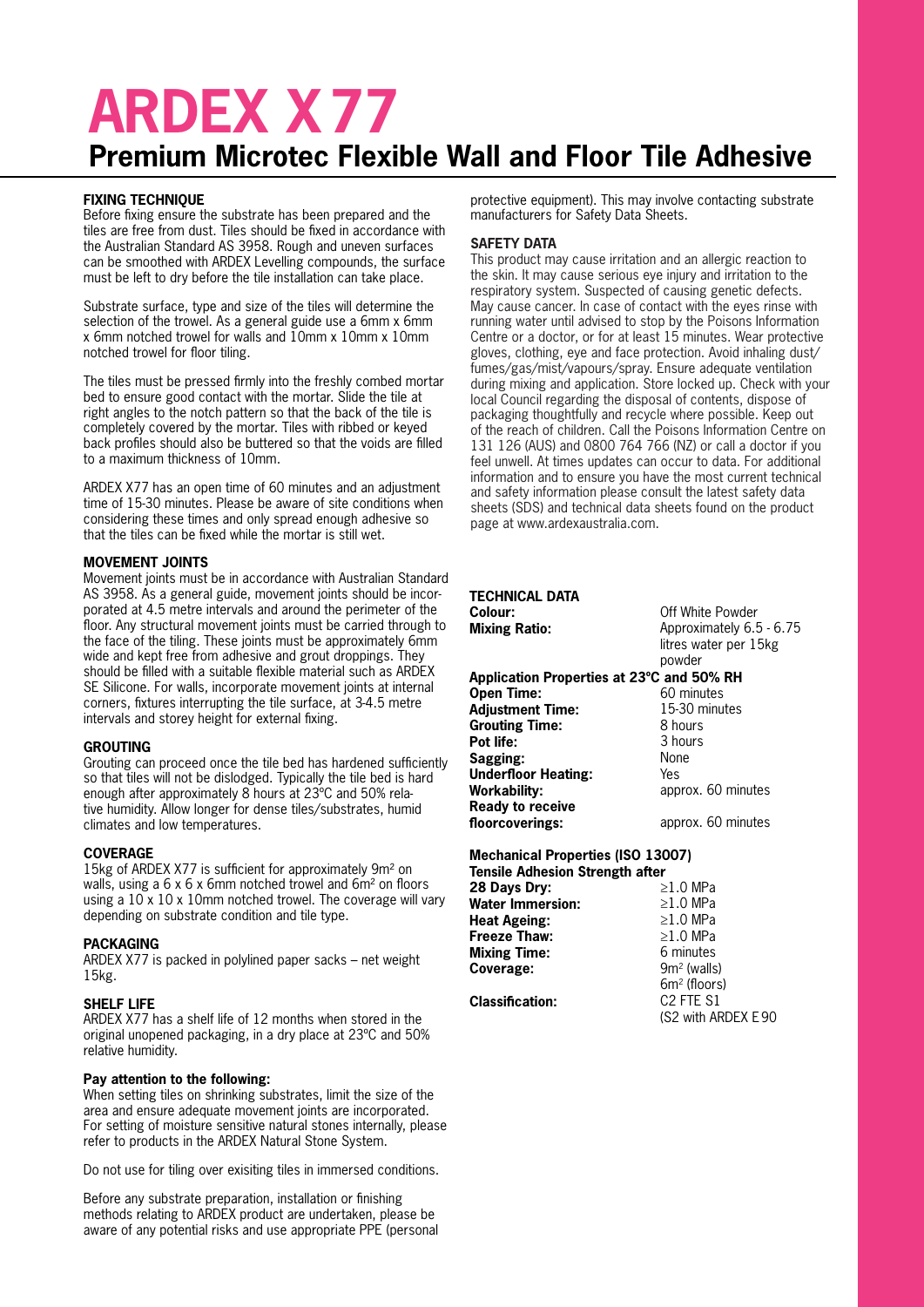# ARDEX X 77

## Premium Microtec Flexible Wall and Floor Tile Adhesive

**FIXING TECHNIQUE**

Before fixing ensure the substrate has been prepared and the tiles are free from dust. Tiles should be fixed in accordance with the Australian Standard AS 3958. Rough and uneven surfaces can be smoothed with ARDEX Levelling compounds, the surface must be left to dry before the tile installation can take place.

Substrate surface, type and size of the tiles will determine the selection of the trowel. As a general guide use a 6mm x 6mm x 6mm notched trowel for walls and 10mm x 10mm x 10mm notched trowel for floor tiling.

The tiles must be pressed firmly into the freshly combed mortar bed to ensure good contact with the mortar. Slide the tile at right angles to the notch pattern so that the back of the tile is completely covered by the mortar. Tiles with ribbed or keyed back profiles should also be buttered so that the voids are filled to a maximum thickness of 10mm.

ARDEX X77 has an open time of 60 minutes and an adjustment time of 15-30 minutes. Please be aware of site conditions when considering these times and only spread enough adhesive so that the tiles can be fixed while the mortar is still wet.

**MOVEMENT JOINTS**

Movement joints must be in accordance with Australian Standard AS 3958. As a general guide, movement joints should be incorporated at 4.5 metre intervals and around the perimeter of the floor. Any structural movement joints must be carried through to the face of the tiling. These joints must be approximately 6mm wide and kept free from adhesive and grout droppings. They should be filled with a suitable flexible material such as ARDEX SE Silicone. For walls, incorporate movement joints at internal corners, fixtures interrupting the tile surface, at 3-4.5 metre intervals and storey height for external fixing.

**GROUTING**

Grouting can proceed once the tile bed has hardened sufficiently so that tiles will not be dislodged. Typically the tile bed is hard enough after approximately 8 hours at 23ºC and 50% relative humidity. Allow longer for dense tiles/substrates, humid climates and low temperatures.

**COVERAGE**

15kg of ARDEX X77 is sufficient for approximately 9m² on walls, using a 6 x 6 x 6mm notched trowel and 6m² on floors using a 10 x 10 x 10mm notched trowel. The coverage will vary depending on substrate condition and tile type.

**PACKAGING**

ARDEX X77 is packed in polylined paper sacks – net weight 15kg.

**SHELF LIFE**

ARDEX X77 has a shelf life of 12 months when stored in the original unopened packaging, in a dry place at 23ºC and 50% relative humidity.

**Pay attention to the following:**

When setting tiles on shrinking substrates, limit the size of the area and ensure adequate movement joints are incorporated. For setting of moisture sensitive natural stones internally, please refer to products in the ARDEX Natural Stone System.

Do not use for tiling over exisiting tiles in immersed conditions.

Before any substrate preparation, installation or finishing methods relating to ARDEX product are undertaken, please be aware of any potential risks and use appropriate PPE (personal protective equipment). This may involve contacting substrate manufacturers for Safety Data Sheets.

**SAFETY DATA**

This product may cause irritation and an allergic reaction to the skin. It may cause serious eye injury and irritation to the respiratory system. Suspected of causing genetic defects. May cause cancer. In case of contact with the eyes rinse with running water until advised to stop by the Poisons Information Centre or a doctor, or for at least 15 minutes. Wear protective gloves, clothing, eye and face protection. Avoid inhaling dust/fumes/gas/mist/vapours/spray. Ensure adequate ventilation during mixing and application. Store locked up. Check with your local Council regarding the disposal of contents, dispose of packaging thoughtfully and recycle where possible. Keep out of the reach of children. Call the Poisons Information Centre on 131 126 (AUS) and 0800 764 766 (NZ) or call a doctor if you feel unwell. At times updates can occur to data. For additional information and to ensure you have the most current technical and safety information please consult the latest safety data sheets (SDS) and technical data sheets found on the product page at www.ardexaustralia.com.

**TECHNICAL DATA**

| | |
|---|---|
| **Colour:** | Off White Powder |
| **Mixing Ratio:** | Approximately 6.5 - 6.75 litres water per 15kg powder |
| **Application Properties at 23ºC and 50% RH** | |
| **Open Time:** | 60 minutes |
| **Adjustment Time:** | 15-30 minutes |
| **Grouting Time:** | 8 hours |
| **Pot life:** | 3 hours |
| **Sagging:** | None |
| **Underfloor Heating:** | Yes |
| **Workability:** | approx. 60 minutes |
| **Ready to receive floorcoverings:** | approx. 60 minutes |
| **Mechanical Properties (ISO 13007)** | |
| **Tensile Adhesion Strength after** | |
| **28 Days Dry:** | ≥1.0 MPa |
| **Water Immersion:** | ≥1.0 MPa |
| **Heat Ageing:** | ≥1.0 MPa |
| **Freeze Thaw:** | ≥1.0 MPa |
| **Mixing Time:** | 6 minutes |
| **Coverage:** | 9m² (walls) 6m² (floors) |
| **Classification:** | C2 FTE S1 (S2 with ARDEX E 90 |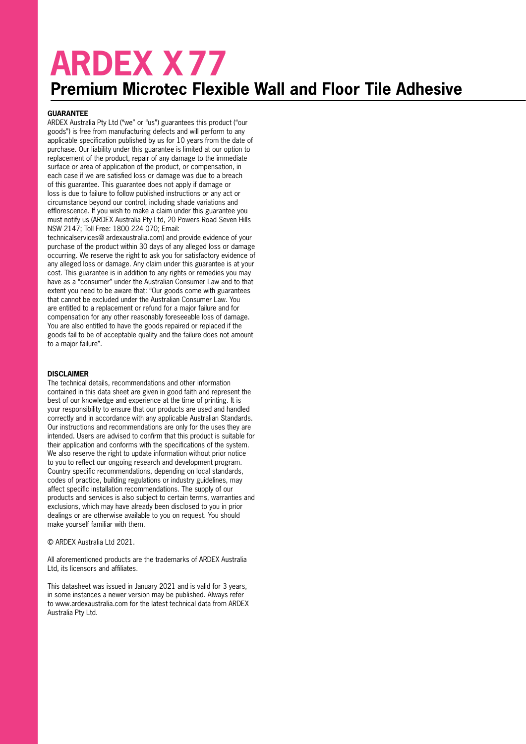# ARDEX X 77

## Premium Microtec Flexible Wall and Floor Tile Adhesive

**GUARANTEE**

ARDEX Australia Pty Ltd ("we" or "us") guarantees this product ("our goods") is free from manufacturing defects and will perform to any applicable specification published by us for 10 years from the date of purchase. Our liability under this guarantee is limited at our option to replacement of the product, repair of any damage to the immediate surface or area of application of the product, or compensation, in each case if we are satisfied loss or damage was due to a breach of this guarantee. This guarantee does not apply if damage or loss is due to failure to follow published instructions or any act or circumstance beyond our control, including shade variations and efflorescence. If you wish to make a claim under this guarantee you must notify us (ARDEX Australia Pty Ltd, 20 Powers Road Seven Hills NSW 2147; Toll Free: 1800 224 070; Email: technicalservices@ ardexaustralia.com) and provide evidence of your purchase of the product within 30 days of any alleged loss or damage occurring. We reserve the right to ask you for satisfactory evidence of any alleged loss or damage. Any claim under this guarantee is at your cost. This guarantee is in addition to any rights or remedies you may have as a "consumer" under the Australian Consumer Law and to that extent you need to be aware that: "Our goods come with guarantees that cannot be excluded under the Australian Consumer Law. You are entitled to a replacement or refund for a major failure and for compensation for any other reasonably foreseeable loss of damage. You are also entitled to have the goods repaired or replaced if the goods fail to be of acceptable quality and the failure does not amount to a major failure".

**DISCLAIMER**

The technical details, recommendations and other information contained in this data sheet are given in good faith and represent the best of our knowledge and experience at the time of printing. It is your responsibility to ensure that our products are used and handled correctly and in accordance with any applicable Australian Standards. Our instructions and recommendations are only for the uses they are intended. Users are advised to confirm that this product is suitable for their application and conforms with the specifications of the system. We also reserve the right to update information without prior notice to you to reflect our ongoing research and development program. Country specific recommendations, depending on local standards, codes of practice, building regulations or industry guidelines, may affect specific installation recommendations. The supply of our products and services is also subject to certain terms, warranties and exclusions, which may have already been disclosed to you in prior dealings or are otherwise available to you on request. You should make yourself familiar with them.

© ARDEX Australia Ltd 2021.

All aforementioned products are the trademarks of ARDEX Australia Ltd, its licensors and affiliates.

This datasheet was issued in January 2021 and is valid for 3 years, in some instances a newer version may be published. Always refer to www.ardexaustralia.com for the latest technical data from ARDEX Australia Pty Ltd.